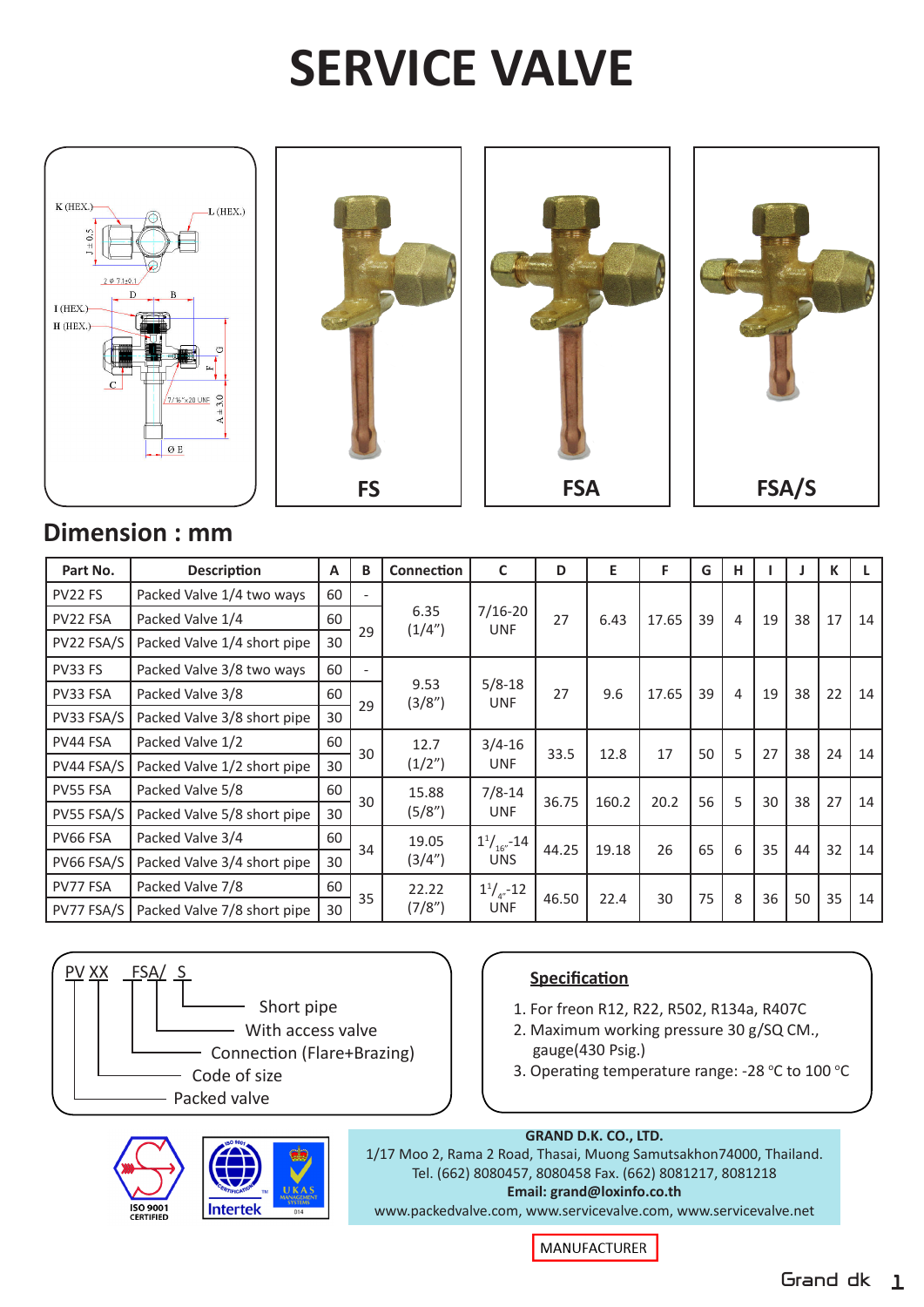# SERVICE VALVE

FS

FSA

FSA/S

## Dimension : mm

| Part No. | Description | A | B | Connection | C | D | E | F | G | H | I | J | K | L |
|---|---|---|---|---|---|---|---|---|---|---|---|---|---|---|
| PV22 FS | Packed Valve 1/4 two ways | 60 | - | 6.35 (1/4") | 7/16-20 UNF | 27 | 6.43 | 17.65 | 39 | 4 | 19 | 38 | 17 | 14 |
| PV22 FSA | Packed Valve 1/4 | 60 | 29 | | | | | | | | | | | |
| PV22 FSA/S | Packed Valve 1/4 short pipe | 30 | | | | | | | | | | | | |
| PV33 FS | Packed Valve 3/8 two ways | 60 | - | 9.53 (3/8") | 5/8-18 UNF | 27 | 9.6 | 17.65 | 39 | 4 | 19 | 38 | 22 | 14 |
| PV33 FSA | Packed Valve 3/8 | 60 | 29 | | | | | | | | | | | |
| PV33 FSA/S | Packed Valve 3/8 short pipe | 30 | | | | | | | | | | | | |
| PV44 FSA | Packed Valve 1/2 | 60 | 30 | 12.7 (1/2") | 3/4-16 UNF | 33.5 | 12.8 | 17 | 50 | 5 | 27 | 38 | 24 | 14 |
| PV44 FSA/S | Packed Valve 1/2 short pipe | 30 | | | | | | | | | | | | |
| PV55 FSA | Packed Valve 5/8 | 60 | 30 | 15.88 (5/8") | 7/8-14 UNF | 36.75 | 160.2 | 20.2 | 56 | 5 | 30 | 38 | 27 | 14 |
| PV55 FSA/S | Packed Valve 5/8 short pipe | 30 | | | | | | | | | | | | |
| PV66 FSA | Packed Valve 3/4 | 60 | 34 | 19.05 (3/4") | 1 1/16"-14 UNS | 44.25 | 19.18 | 26 | 65 | 6 | 35 | 44 | 32 | 14 |
| PV66 FSA/S | Packed Valve 3/4 short pipe | 30 | | | | | | | | | | | | |
| PV77 FSA | Packed Valve 7/8 | 60 | 35 | 22.22 (7/8") | 1 1/4"-12 UNF | 46.50 | 22.4 | 30 | 75 | 8 | 36 | 50 | 35 | 14 |
| PV77 FSA/S | Packed Valve 7/8 short pipe | 30 | | | | | | | | | | | | |

PV XX FSA/ S
- S: Short pipe
- A: With access valve
- FS: Connection (Flare+Brazing)
- XX: Code of size
- PV: Packed valve

**Specification**

1. For freon R12, R22, R502, R134a, R407C
2. Maximum working pressure 30 g/SQ CM., gauge(430 Psig.)
3. Operating temperature range: -28 °C to 100 °C

ISO 9001 CERTIFIED

**GRAND D.K. CO., LTD.**
1/17 Moo 2, Rama 2 Road, Thasai, Muong Samutsakhon74000, Thailand.
Tel. (662) 8080457, 8080458 Fax. (662) 8081217, 8081218
**Email: grand@loxinfo.co.th**
www.packedvalve.com, www.servicevalve.com, www.servicevalve.net

MANUFACTURER

Grand dk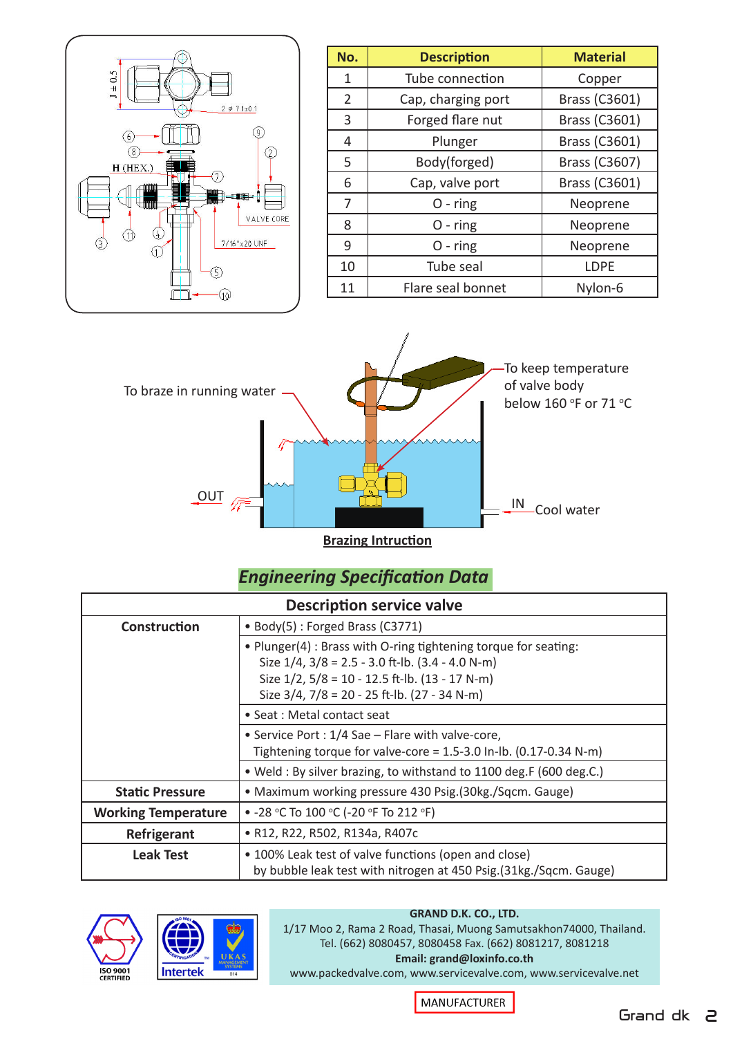J ± 0.5

2 - ø 7.1±0.1

H (HEX.)

VALVE CORE

7/16"x20 UNF

| No. | Description | Material |
|---|---|---|
| 1 | Tube connection | Copper |
| 2 | Cap, charging port | Brass (C3601) |
| 3 | Forged flare nut | Brass (C3601) |
| 4 | Plunger | Brass (C3601) |
| 5 | Body(forged) | Brass (C3607) |
| 6 | Cap, valve port | Brass (C3601) |
| 7 | O - ring | Neoprene |
| 8 | O - ring | Neoprene |
| 9 | O - ring | Neoprene |
| 10 | Tube seal | LDPE |
| 11 | Flare seal bonnet | Nylon-6 |

To braze in running water

To keep temperature of valve body below 160 °F or 71 °C

OUT

IN

Cool water

**Brazing Intruction**

## *Engineering Specification Data*

| Description service valve | |
|---|---|
| **Construction** | • Body(5) : Forged Brass (C3771) |
| | • Plunger(4) : Brass with O-ring tightening torque for seating:<br>Size 1/4, 3/8 = 2.5 - 3.0 ft-lb. (3.4 - 4.0 N-m)<br>Size 1/2, 5/8 = 10 - 12.5 ft-lb. (13 - 17 N-m)<br>Size 3/4, 7/8 = 20 - 25 ft-lb. (27 - 34 N-m) |
| | • Seat : Metal contact seat |
| | • Service Port : 1/4 Sae – Flare with valve-core,<br>Tightening torque for valve-core = 1.5-3.0 In-lb. (0.17-0.34 N-m) |
| | • Weld : By silver brazing, to withstand to 1100 deg.F (600 deg.C.) |
| **Static Pressure** | • Maximum working pressure 430 Psig.(30kg./Sqcm. Gauge) |
| **Working Temperature** | • -28 °C To 100 °C (-20 °F To 212 °F) |
| **Refrigerant** | • R12, R22, R502, R134a, R407c |
| **Leak Test** | • 100% Leak test of valve functions (open and close)<br>by bubble leak test with nitrogen at 450 Psig.(31kg./Sqcm. Gauge) |

ISO 9001 CERTIFIED

Intertek

UKAS MANAGEMENT SYSTEMS 014

**GRAND D.K. CO., LTD.**
1/17 Moo 2, Rama 2 Road, Thasai, Muong Samutsakhon74000, Thailand.
Tel. (662) 8080457, 8080458 Fax. (662) 8081217, 8081218
**Email: grand@loxinfo.co.th**
www.packedvalve.com, www.servicevalve.com, www.servicevalve.net

MANUFACTURER